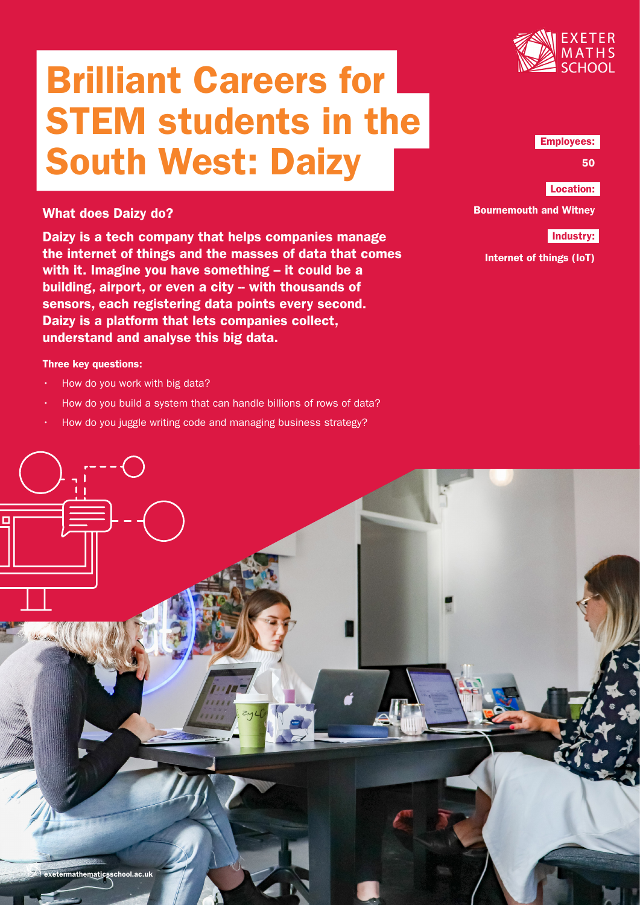# Brilliant Careers for STEM students in the South West: Daizy

**Employees:**

50

**Location:**

Bournemouth and Witney

**Industry:**

Internet of things (IoT)

## What does Daizy do?

**Daizy is a tech company that helps companies manage the internet of things and the masses of data that comes with it. Imagine you have something – it could be a building, airport, or even a city – with thousands of sensors, each registering data points every second. Daizy is a platform that lets companies collect, understand and analyse this big data.**

**Three key questions:**

- How do you work with big data?
- How do you build a system that can handle billions of rows of data?
- How do you juggle writing code and managing business strategy?

exetermathematicsschool.ac.uk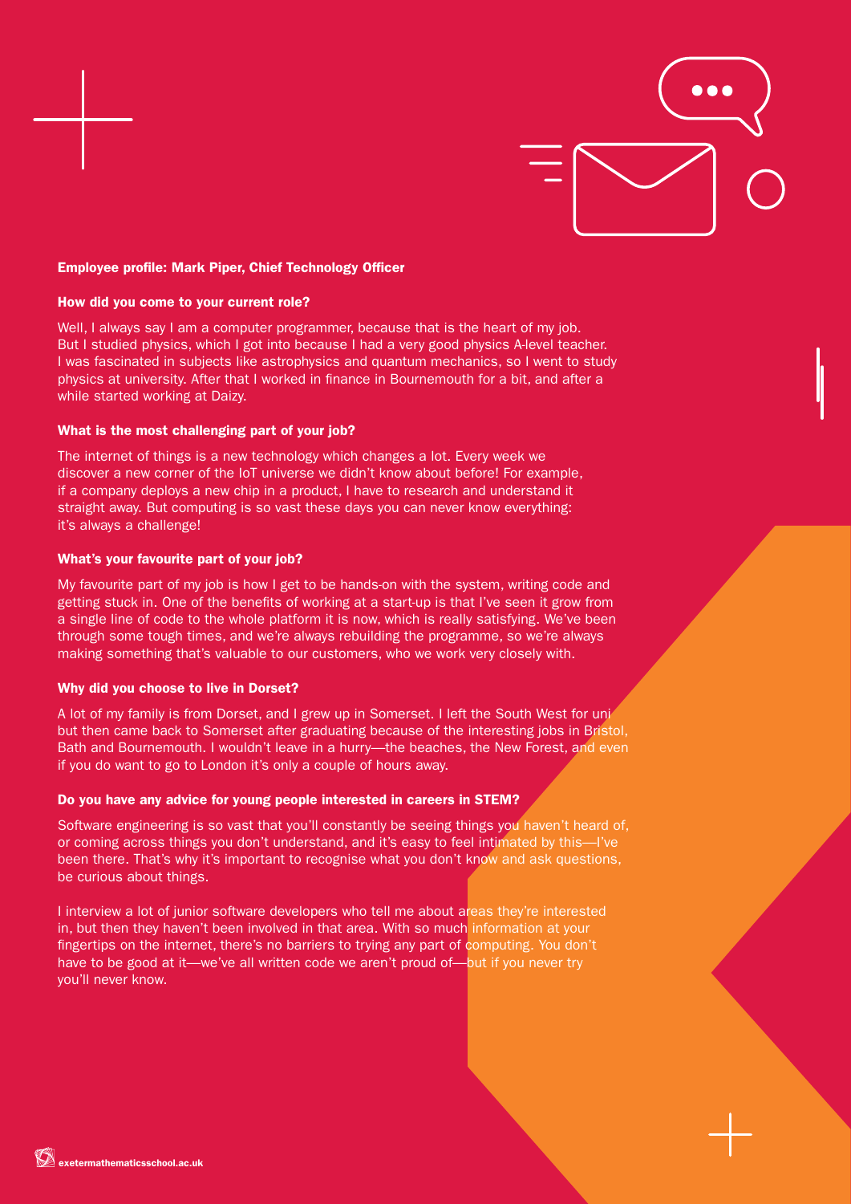## Employee profile: Mark Piper, Chief Technology Officer

### How did you come to your current role?

Well, I always say I am a computer programmer, because that is the heart of my job. But I studied physics, which I got into because I had a very good physics A-level teacher. I was fascinated in subjects like astrophysics and quantum mechanics, so I went to study physics at university. After that I worked in finance in Bournemouth for a bit, and after a while started working at Daizy.

### What is the most challenging part of your job?

The internet of things is a new technology which changes a lot. Every week we discover a new corner of the IoT universe we didn't know about before! For example, if a company deploys a new chip in a product, I have to research and understand it straight away. But computing is so vast these days you can never know everything: it's always a challenge!

### What's your favourite part of your job?

My favourite part of my job is how I get to be hands-on with the system, writing code and getting stuck in. One of the benefits of working at a start-up is that I've seen it grow from a single line of code to the whole platform it is now, which is really satisfying. We've been through some tough times, and we're always rebuilding the programme, so we're always making something that's valuable to our customers, who we work very closely with.

### Why did you choose to live in Dorset?

A lot of my family is from Dorset, and I grew up in Somerset. I left the South West for uni but then came back to Somerset after graduating because of the interesting jobs in Bristol, Bath and Bournemouth. I wouldn't leave in a hurry—the beaches, the New Forest, and even if you do want to go to London it's only a couple of hours away.

### Do you have any advice for young people interested in careers in STEM?

Software engineering is so vast that you'll constantly be seeing things you haven't heard of, or coming across things you don't understand, and it's easy to feel intimated by this—I've been there. That's why it's important to recognise what you don't know and ask questions, be curious about things.

I interview a lot of junior software developers who tell me about areas they're interested in, but then they haven't been involved in that area. With so much information at your fingertips on the internet, there's no barriers to trying any part of computing. You don't have to be good at it—we've all written code we aren't proud of—but if you never try you'll never know.

exetermathematicsschool.ac.uk